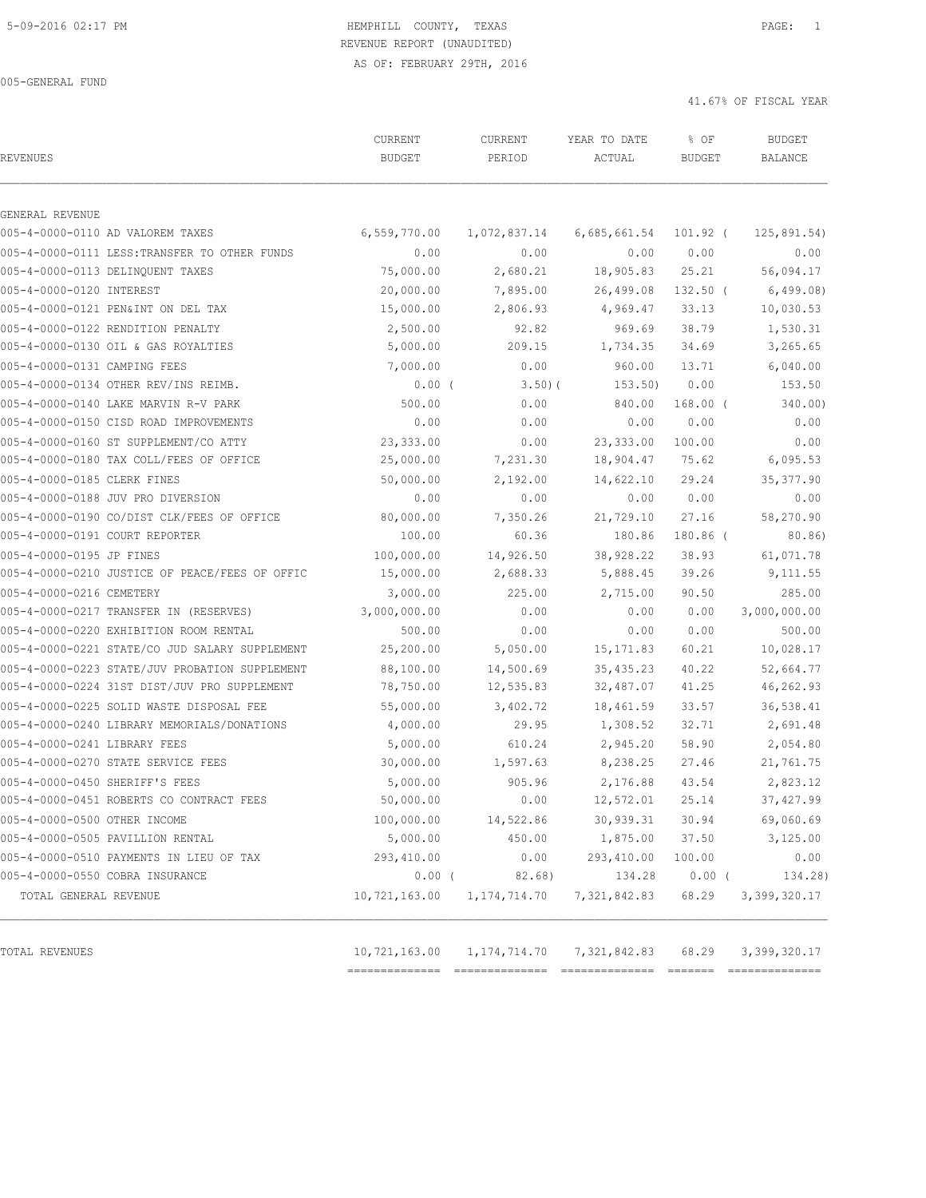# HEMPHILL COUNTY, TEXAS

REVENUE REPORT (UNAUDITED)

AS OF: FEBRUARY 29TH, 2016

5-09-2016 02:17 PM

005-GENERAL FUND

41.67% OF FISCAL YEAR

| REVENUES | CURRENT BUDGET | CURRENT PERIOD | YEAR TO DATE ACTUAL | % OF BUDGET | BUDGET BALANCE |
|---|---|---|---|---|---|
| GENERAL REVENUE | | | | | |
| 005-4-0000-0110 AD VALOREM TAXES | 6,559,770.00 | 1,072,837.14 | 6,685,661.54 | 101.92 ( | 125,891.54) |
| 005-4-0000-0111 LESS:TRANSFER TO OTHER FUNDS | 0.00 | 0.00 | 0.00 | 0.00 | 0.00 |
| 005-4-0000-0113 DELINQUENT TAXES | 75,000.00 | 2,680.21 | 18,905.83 | 25.21 | 56,094.17 |
| 005-4-0000-0120 INTEREST | 20,000.00 | 7,895.00 | 26,499.08 | 132.50 ( | 6,499.08) |
| 005-4-0000-0121 PEN&INT ON DEL TAX | 15,000.00 | 2,806.93 | 4,969.47 | 33.13 | 10,030.53 |
| 005-4-0000-0122 RENDITION PENALTY | 2,500.00 | 92.82 | 969.69 | 38.79 | 1,530.31 |
| 005-4-0000-0130 OIL & GAS ROYALTIES | 5,000.00 | 209.15 | 1,734.35 | 34.69 | 3,265.65 |
| 005-4-0000-0131 CAMPING FEES | 7,000.00 | 0.00 | 960.00 | 13.71 | 6,040.00 |
| 005-4-0000-0134 OTHER REV/INS REIMB. | 0.00 ( | 3.50)( | 153.50) | 0.00 | 153.50 |
| 005-4-0000-0140 LAKE MARVIN R-V PARK | 500.00 | 0.00 | 840.00 | 168.00 ( | 340.00) |
| 005-4-0000-0150 CISD ROAD IMPROVEMENTS | 0.00 | 0.00 | 0.00 | 0.00 | 0.00 |
| 005-4-0000-0160 ST SUPPLEMENT/CO ATTY | 23,333.00 | 0.00 | 23,333.00 | 100.00 | 0.00 |
| 005-4-0000-0180 TAX COLL/FEES OF OFFICE | 25,000.00 | 7,231.30 | 18,904.47 | 75.62 | 6,095.53 |
| 005-4-0000-0185 CLERK FINES | 50,000.00 | 2,192.00 | 14,622.10 | 29.24 | 35,377.90 |
| 005-4-0000-0188 JUV PRO DIVERSION | 0.00 | 0.00 | 0.00 | 0.00 | 0.00 |
| 005-4-0000-0190 CO/DIST CLK/FEES OF OFFICE | 80,000.00 | 7,350.26 | 21,729.10 | 27.16 | 58,270.90 |
| 005-4-0000-0191 COURT REPORTER | 100.00 | 60.36 | 180.86 | 180.86 ( | 80.86) |
| 005-4-0000-0195 JP FINES | 100,000.00 | 14,926.50 | 38,928.22 | 38.93 | 61,071.78 |
| 005-4-0000-0210 JUSTICE OF PEACE/FEES OF OFFIC | 15,000.00 | 2,688.33 | 5,888.45 | 39.26 | 9,111.55 |
| 005-4-0000-0216 CEMETERY | 3,000.00 | 225.00 | 2,715.00 | 90.50 | 285.00 |
| 005-4-0000-0217 TRANSFER IN (RESERVES) | 3,000,000.00 | 0.00 | 0.00 | 0.00 | 3,000,000.00 |
| 005-4-0000-0220 EXHIBITION ROOM RENTAL | 500.00 | 0.00 | 0.00 | 0.00 | 500.00 |
| 005-4-0000-0221 STATE/CO JUD SALARY SUPPLEMENT | 25,200.00 | 5,050.00 | 15,171.83 | 60.21 | 10,028.17 |
| 005-4-0000-0223 STATE/JUV PROBATION SUPPLEMENT | 88,100.00 | 14,500.69 | 35,435.23 | 40.22 | 52,664.77 |
| 005-4-0000-0224 31ST DIST/JUV PRO SUPPLEMENT | 78,750.00 | 12,535.83 | 32,487.07 | 41.25 | 46,262.93 |
| 005-4-0000-0225 SOLID WASTE DISPOSAL FEE | 55,000.00 | 3,402.72 | 18,461.59 | 33.57 | 36,538.41 |
| 005-4-0000-0240 LIBRARY MEMORIALS/DONATIONS | 4,000.00 | 29.95 | 1,308.52 | 32.71 | 2,691.48 |
| 005-4-0000-0241 LIBRARY FEES | 5,000.00 | 610.24 | 2,945.20 | 58.90 | 2,054.80 |
| 005-4-0000-0270 STATE SERVICE FEES | 30,000.00 | 1,597.63 | 8,238.25 | 27.46 | 21,761.75 |
| 005-4-0000-0450 SHERIFF'S FEES | 5,000.00 | 905.96 | 2,176.88 | 43.54 | 2,823.12 |
| 005-4-0000-0451 ROBERTS CO CONTRACT FEES | 50,000.00 | 0.00 | 12,572.01 | 25.14 | 37,427.99 |
| 005-4-0000-0500 OTHER INCOME | 100,000.00 | 14,522.86 | 30,939.31 | 30.94 | 69,060.69 |
| 005-4-0000-0505 PAVILLION RENTAL | 5,000.00 | 450.00 | 1,875.00 | 37.50 | 3,125.00 |
| 005-4-0000-0510 PAYMENTS IN LIEU OF TAX | 293,410.00 | 0.00 | 293,410.00 | 100.00 | 0.00 |
| 005-4-0000-0550 COBRA INSURANCE | 0.00 ( | 82.68) | 134.28 | 0.00 ( | 134.28) |
| TOTAL GENERAL REVENUE | 10,721,163.00 | 1,174,714.70 | 7,321,842.83 | 68.29 | 3,399,320.17 |
| TOTAL REVENUES | 10,721,163.00 | 1,174,714.70 | 7,321,842.83 | 68.29 | 3,399,320.17 |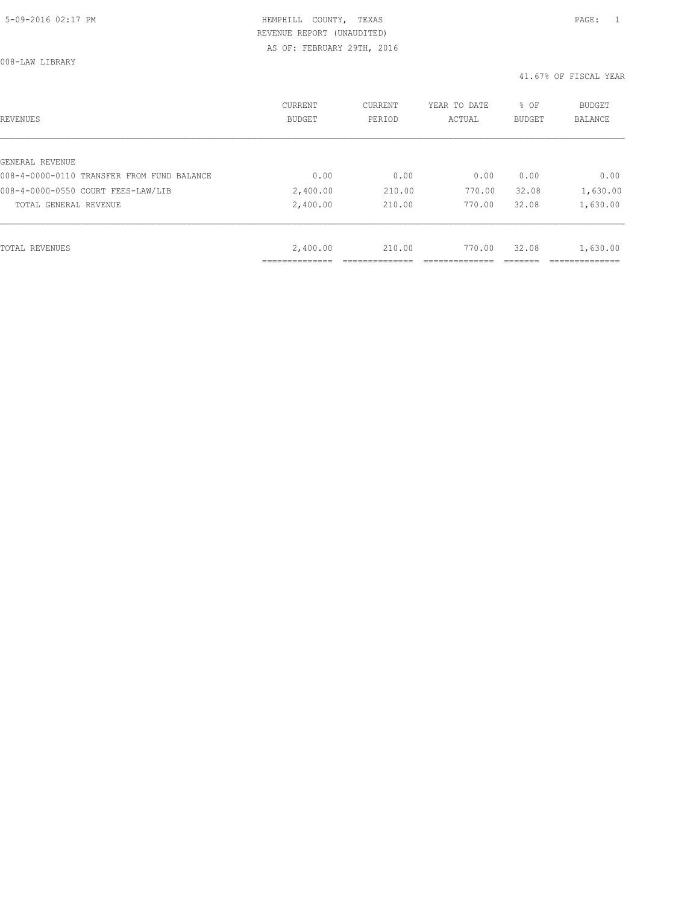HEMPHILL COUNTY, TEXAS
REVENUE REPORT (UNAUDITED)
AS OF: FEBRUARY 29TH, 2016

008-LAW LIBRARY

41.67% OF FISCAL YEAR

| REVENUES | CURRENT BUDGET | CURRENT PERIOD | YEAR TO DATE ACTUAL | % OF BUDGET | BUDGET BALANCE |
|---|---|---|---|---|---|
| GENERAL REVENUE | | | | | |
| 008-4-0000-0110 TRANSFER FROM FUND BALANCE | 0.00 | 0.00 | 0.00 | 0.00 | 0.00 |
| 008-4-0000-0550 COURT FEES-LAW/LIB | 2,400.00 | 210.00 | 770.00 | 32.08 | 1,630.00 |
| TOTAL GENERAL REVENUE | 2,400.00 | 210.00 | 770.00 | 32.08 | 1,630.00 |
| TOTAL REVENUES | 2,400.00 | 210.00 | 770.00 | 32.08 | 1,630.00 |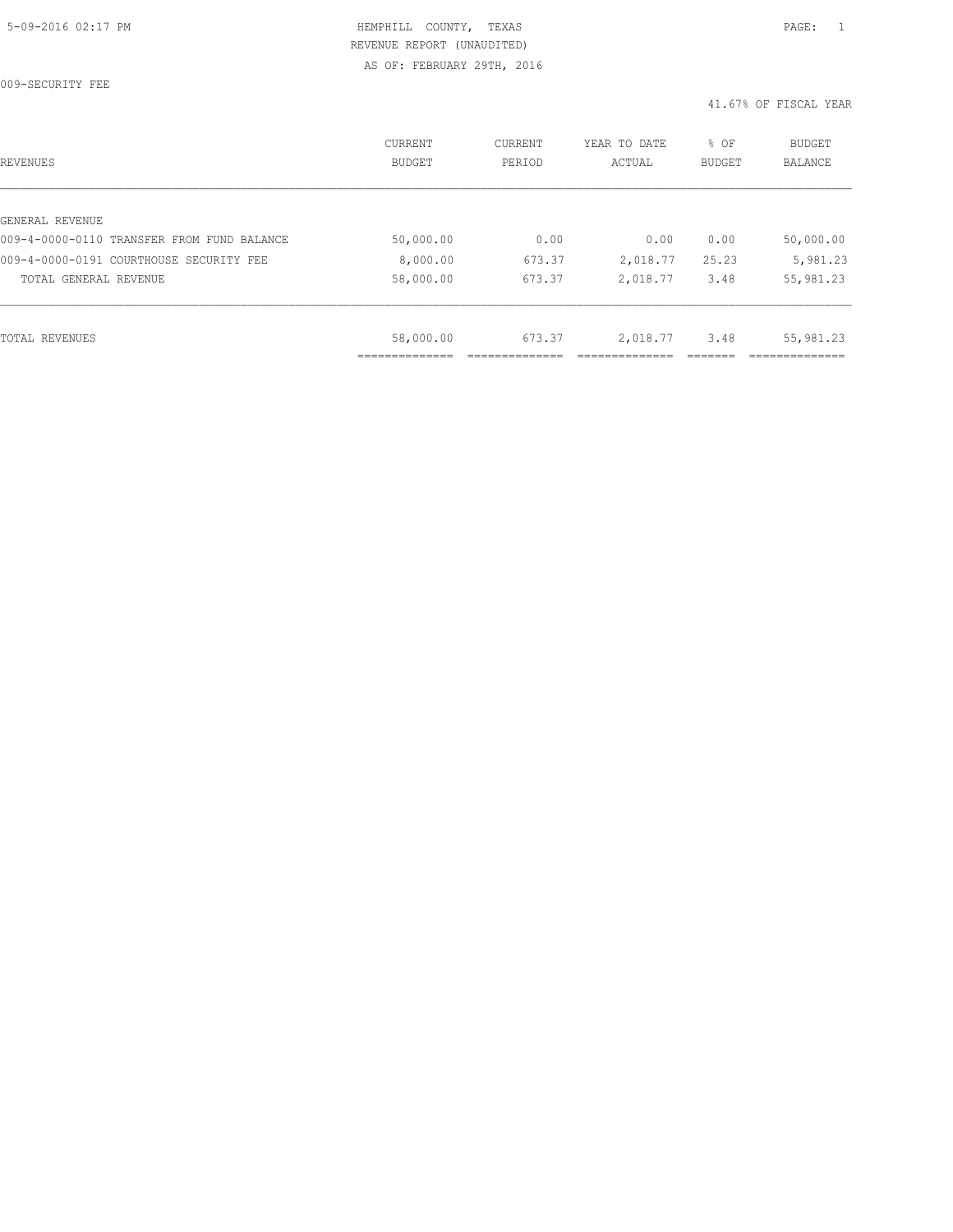HEMPHILL COUNTY, TEXAS
REVENUE REPORT (UNAUDITED)
AS OF: FEBRUARY 29TH, 2016

009-SECURITY FEE

41.67% OF FISCAL YEAR

| REVENUES | CURRENT BUDGET | CURRENT PERIOD | YEAR TO DATE ACTUAL | % OF BUDGET | BUDGET BALANCE |
|---|---|---|---|---|---|
| GENERAL REVENUE | | | | | |
| 009-4-0000-0110 TRANSFER FROM FUND BALANCE | 50,000.00 | 0.00 | 0.00 | 0.00 | 50,000.00 |
| 009-4-0000-0191 COURTHOUSE SECURITY FEE | 8,000.00 | 673.37 | 2,018.77 | 25.23 | 5,981.23 |
| TOTAL GENERAL REVENUE | 58,000.00 | 673.37 | 2,018.77 | 3.48 | 55,981.23 |
| TOTAL REVENUES | 58,000.00 | 673.37 | 2,018.77 | 3.48 | 55,981.23 |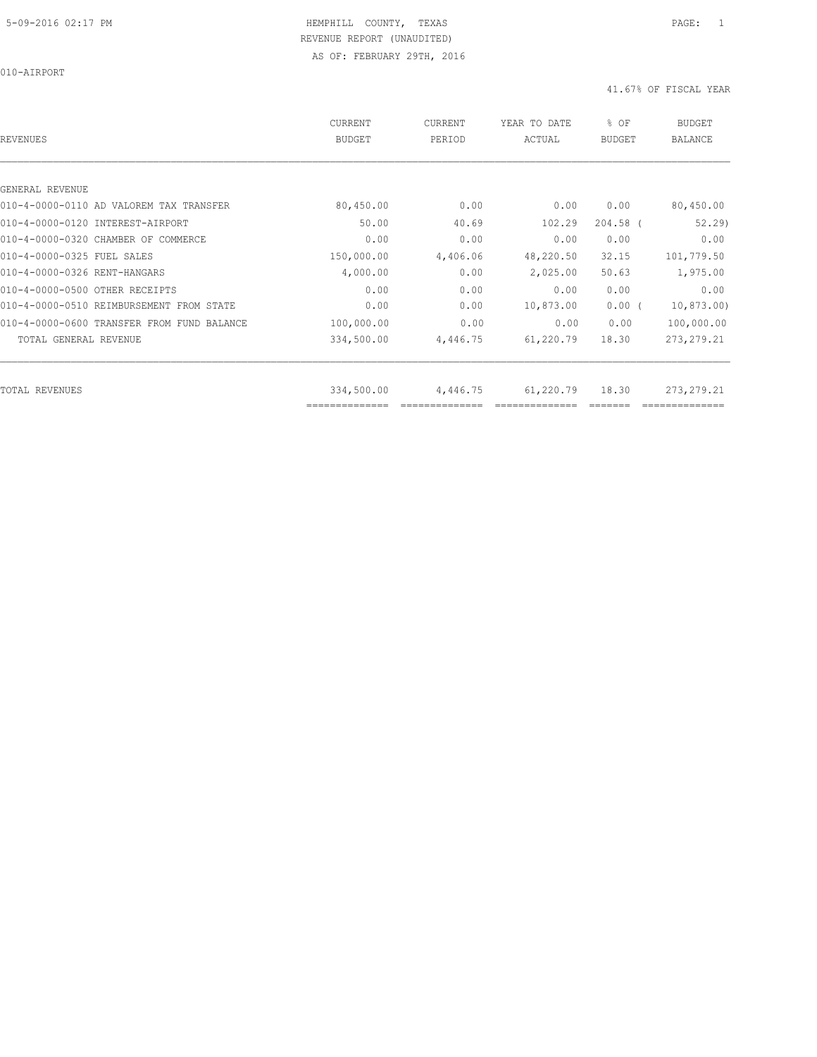HEMPHILL COUNTY, TEXAS
REVENUE REPORT (UNAUDITED)
AS OF: FEBRUARY 29TH, 2016

010-AIRPORT

41.67% OF FISCAL YEAR

| REVENUES | CURRENT BUDGET | CURRENT PERIOD | YEAR TO DATE ACTUAL | % OF BUDGET | BUDGET BALANCE |
|---|---|---|---|---|---|
| GENERAL REVENUE | | | | | |
| 010-4-0000-0110 AD VALOREM TAX TRANSFER | 80,450.00 | 0.00 | 0.00 | 0.00 | 80,450.00 |
| 010-4-0000-0120 INTEREST-AIRPORT | 50.00 | 40.69 | 102.29 | 204.58 ( | 52.29) |
| 010-4-0000-0320 CHAMBER OF COMMERCE | 0.00 | 0.00 | 0.00 | 0.00 | 0.00 |
| 010-4-0000-0325 FUEL SALES | 150,000.00 | 4,406.06 | 48,220.50 | 32.15 | 101,779.50 |
| 010-4-0000-0326 RENT-HANGARS | 4,000.00 | 0.00 | 2,025.00 | 50.63 | 1,975.00 |
| 010-4-0000-0500 OTHER RECEIPTS | 0.00 | 0.00 | 0.00 | 0.00 | 0.00 |
| 010-4-0000-0510 REIMBURSEMENT FROM STATE | 0.00 | 0.00 | 10,873.00 | 0.00 ( | 10,873.00) |
| 010-4-0000-0600 TRANSFER FROM FUND BALANCE | 100,000.00 | 0.00 | 0.00 | 0.00 | 100,000.00 |
| TOTAL GENERAL REVENUE | 334,500.00 | 4,446.75 | 61,220.79 | 18.30 | 273,279.21 |
| TOTAL REVENUES | 334,500.00 | 4,446.75 | 61,220.79 | 18.30 | 273,279.21 |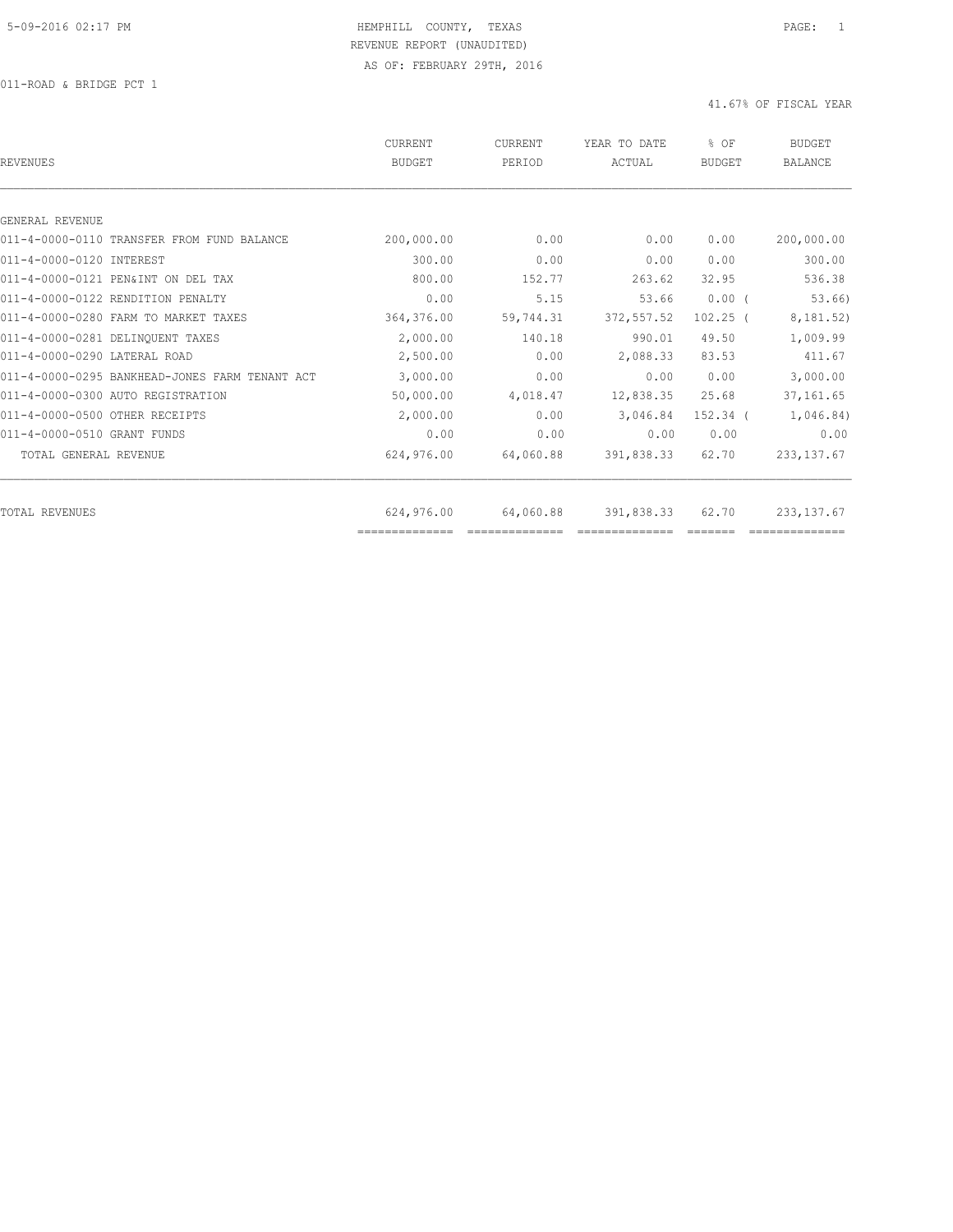HEMPHILL COUNTY, TEXAS

REVENUE REPORT (UNAUDITED)

AS OF: FEBRUARY 29TH, 2016

011-ROAD & BRIDGE PCT 1

41.67% OF FISCAL YEAR

| REVENUES | CURRENT BUDGET | CURRENT PERIOD | YEAR TO DATE ACTUAL | % OF BUDGET | BUDGET BALANCE |
|---|---|---|---|---|---|
| GENERAL REVENUE | | | | | |
| 011-4-0000-0110 TRANSFER FROM FUND BALANCE | 200,000.00 | 0.00 | 0.00 | 0.00 | 200,000.00 |
| 011-4-0000-0120 INTEREST | 300.00 | 0.00 | 0.00 | 0.00 | 300.00 |
| 011-4-0000-0121 PEN&INT ON DEL TAX | 800.00 | 152.77 | 263.62 | 32.95 | 536.38 |
| 011-4-0000-0122 RENDITION PENALTY | 0.00 | 5.15 | 53.66 | 0.00 ( | 53.66) |
| 011-4-0000-0280 FARM TO MARKET TAXES | 364,376.00 | 59,744.31 | 372,557.52 | 102.25 ( | 8,181.52) |
| 011-4-0000-0281 DELINQUENT TAXES | 2,000.00 | 140.18 | 990.01 | 49.50 | 1,009.99 |
| 011-4-0000-0290 LATERAL ROAD | 2,500.00 | 0.00 | 2,088.33 | 83.53 | 411.67 |
| 011-4-0000-0295 BANKHEAD-JONES FARM TENANT ACT | 3,000.00 | 0.00 | 0.00 | 0.00 | 3,000.00 |
| 011-4-0000-0300 AUTO REGISTRATION | 50,000.00 | 4,018.47 | 12,838.35 | 25.68 | 37,161.65 |
| 011-4-0000-0500 OTHER RECEIPTS | 2,000.00 | 0.00 | 3,046.84 | 152.34 ( | 1,046.84) |
| 011-4-0000-0510 GRANT FUNDS | 0.00 | 0.00 | 0.00 | 0.00 | 0.00 |
| TOTAL GENERAL REVENUE | 624,976.00 | 64,060.88 | 391,838.33 | 62.70 | 233,137.67 |
| TOTAL REVENUES | 624,976.00 | 64,060.88 | 391,838.33 | 62.70 | 233,137.67 |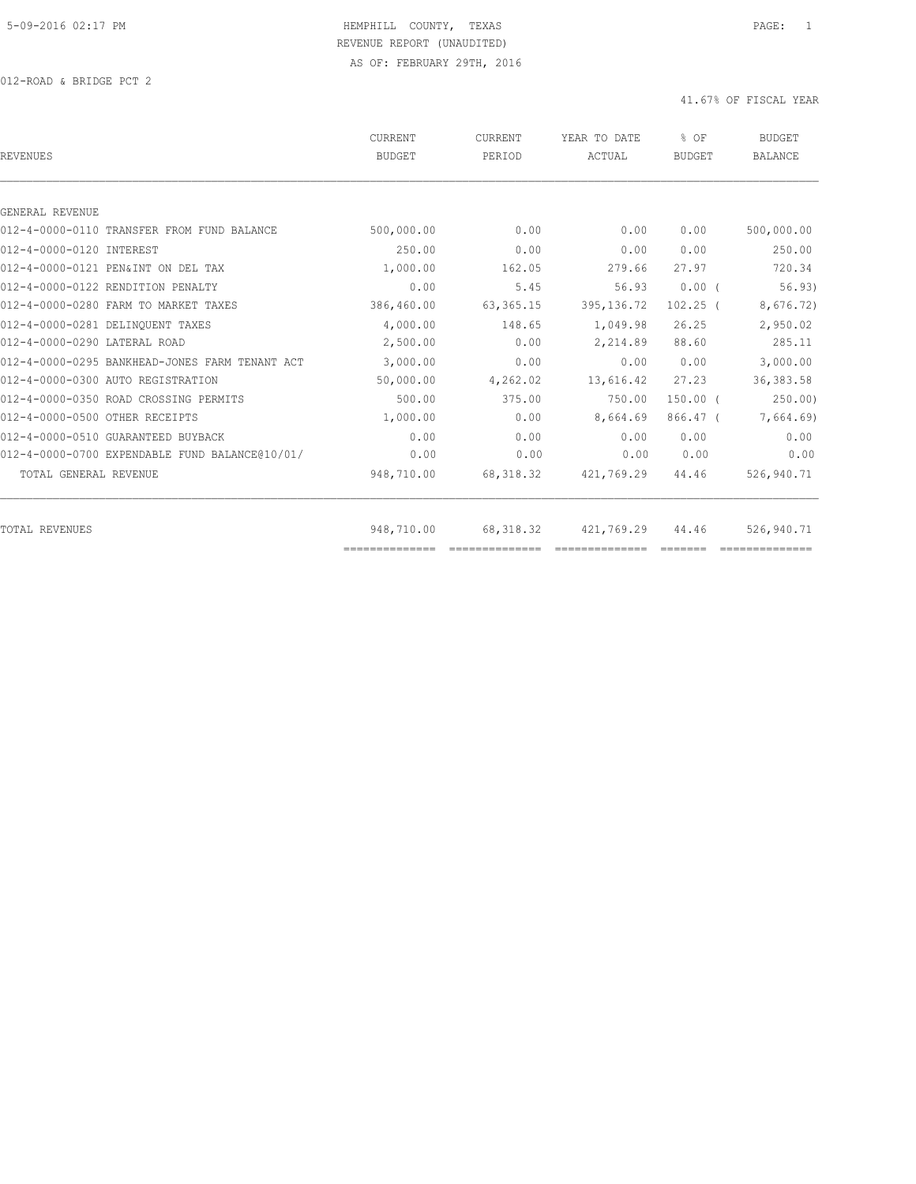5-09-2016 02:17 PM HEMPHILL COUNTY, TEXAS

REVENUE REPORT (UNAUDITED)

AS OF: FEBRUARY 29TH, 2016

012-ROAD & BRIDGE PCT 2

41.67% OF FISCAL YEAR

| REVENUES | CURRENT BUDGET | CURRENT PERIOD | YEAR TO DATE ACTUAL | % OF BUDGET | BUDGET BALANCE |
|---|---|---|---|---|---|
| GENERAL REVENUE | | | | | |
| 012-4-0000-0110 TRANSFER FROM FUND BALANCE | 500,000.00 | 0.00 | 0.00 | 0.00 | 500,000.00 |
| 012-4-0000-0120 INTEREST | 250.00 | 0.00 | 0.00 | 0.00 | 250.00 |
| 012-4-0000-0121 PEN&INT ON DEL TAX | 1,000.00 | 162.05 | 279.66 | 27.97 | 720.34 |
| 012-4-0000-0122 RENDITION PENALTY | 0.00 | 5.45 | 56.93 | 0.00 ( | 56.93) |
| 012-4-0000-0280 FARM TO MARKET TAXES | 386,460.00 | 63,365.15 | 395,136.72 | 102.25 ( | 8,676.72) |
| 012-4-0000-0281 DELINQUENT TAXES | 4,000.00 | 148.65 | 1,049.98 | 26.25 | 2,950.02 |
| 012-4-0000-0290 LATERAL ROAD | 2,500.00 | 0.00 | 2,214.89 | 88.60 | 285.11 |
| 012-4-0000-0295 BANKHEAD-JONES FARM TENANT ACT | 3,000.00 | 0.00 | 0.00 | 0.00 | 3,000.00 |
| 012-4-0000-0300 AUTO REGISTRATION | 50,000.00 | 4,262.02 | 13,616.42 | 27.23 | 36,383.58 |
| 012-4-0000-0350 ROAD CROSSING PERMITS | 500.00 | 375.00 | 750.00 | 150.00 ( | 250.00) |
| 012-4-0000-0500 OTHER RECEIPTS | 1,000.00 | 0.00 | 8,664.69 | 866.47 ( | 7,664.69) |
| 012-4-0000-0510 GUARANTEED BUYBACK | 0.00 | 0.00 | 0.00 | 0.00 | 0.00 |
| 012-4-0000-0700 EXPENDABLE FUND BALANCE@10/01/ | 0.00 | 0.00 | 0.00 | 0.00 | 0.00 |
| TOTAL GENERAL REVENUE | 948,710.00 | 68,318.32 | 421,769.29 | 44.46 | 526,940.71 |
| TOTAL REVENUES | 948,710.00 | 68,318.32 | 421,769.29 | 44.46 | 526,940.71 |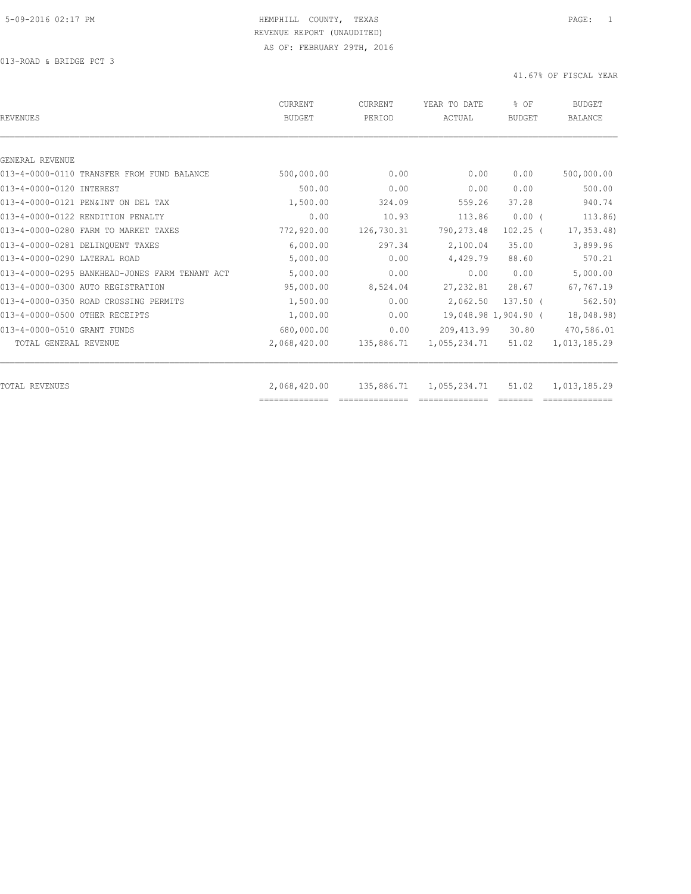HEMPHILL COUNTY, TEXAS
REVENUE REPORT (UNAUDITED)
AS OF: FEBRUARY 29TH, 2016

013-ROAD & BRIDGE PCT 3

41.67% OF FISCAL YEAR

| REVENUES | CURRENT BUDGET | CURRENT PERIOD | YEAR TO DATE ACTUAL | % OF BUDGET | BUDGET BALANCE |
|---|---|---|---|---|---|
| GENERAL REVENUE | | | | | |
| 013-4-0000-0110 TRANSFER FROM FUND BALANCE | 500,000.00 | 0.00 | 0.00 | 0.00 | 500,000.00 |
| 013-4-0000-0120 INTEREST | 500.00 | 0.00 | 0.00 | 0.00 | 500.00 |
| 013-4-0000-0121 PEN&INT ON DEL TAX | 1,500.00 | 324.09 | 559.26 | 37.28 | 940.74 |
| 013-4-0000-0122 RENDITION PENALTY | 0.00 | 10.93 | 113.86 | 0.00 ( | 113.86) |
| 013-4-0000-0280 FARM TO MARKET TAXES | 772,920.00 | 126,730.31 | 790,273.48 | 102.25 ( | 17,353.48) |
| 013-4-0000-0281 DELINQUENT TAXES | 6,000.00 | 297.34 | 2,100.04 | 35.00 | 3,899.96 |
| 013-4-0000-0290 LATERAL ROAD | 5,000.00 | 0.00 | 4,429.79 | 88.60 | 570.21 |
| 013-4-0000-0295 BANKHEAD-JONES FARM TENANT ACT | 5,000.00 | 0.00 | 0.00 | 0.00 | 5,000.00 |
| 013-4-0000-0300 AUTO REGISTRATION | 95,000.00 | 8,524.04 | 27,232.81 | 28.67 | 67,767.19 |
| 013-4-0000-0350 ROAD CROSSING PERMITS | 1,500.00 | 0.00 | 2,062.50 | 137.50 ( | 562.50) |
| 013-4-0000-0500 OTHER RECEIPTS | 1,000.00 | 0.00 | 19,048.98 | 1,904.90 ( | 18,048.98) |
| 013-4-0000-0510 GRANT FUNDS | 680,000.00 | 0.00 | 209,413.99 | 30.80 | 470,586.01 |
| TOTAL GENERAL REVENUE | 2,068,420.00 | 135,886.71 | 1,055,234.71 | 51.02 | 1,013,185.29 |
| TOTAL REVENUES | 2,068,420.00 | 135,886.71 | 1,055,234.71 | 51.02 | 1,013,185.29 |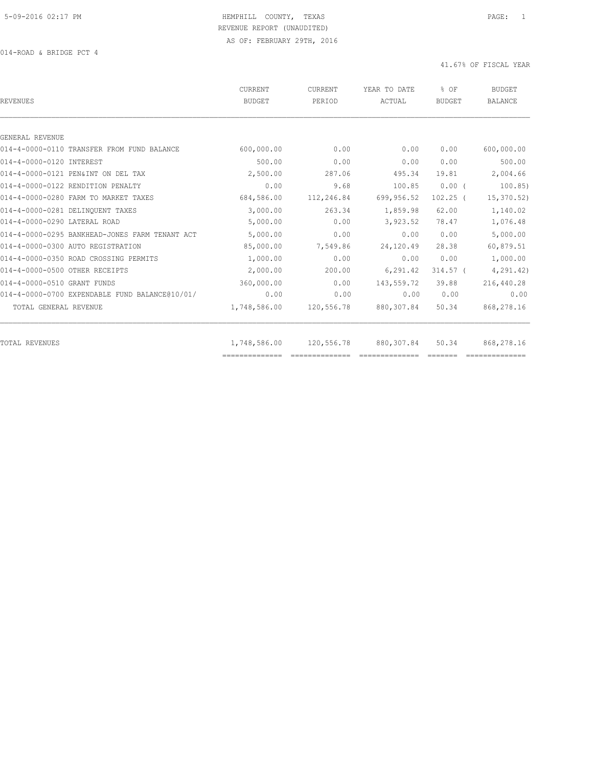HEMPHILL COUNTY, TEXAS
REVENUE REPORT (UNAUDITED)
AS OF: FEBRUARY 29TH, 2016

014-ROAD & BRIDGE PCT 4

41.67% OF FISCAL YEAR

| REVENUES | CURRENT BUDGET | CURRENT PERIOD | YEAR TO DATE ACTUAL | % OF BUDGET | BUDGET BALANCE |
|---|---|---|---|---|---|
| GENERAL REVENUE | | | | | |
| 014-4-0000-0110 TRANSFER FROM FUND BALANCE | 600,000.00 | 0.00 | 0.00 | 0.00 | 600,000.00 |
| 014-4-0000-0120 INTEREST | 500.00 | 0.00 | 0.00 | 0.00 | 500.00 |
| 014-4-0000-0121 PEN&INT ON DEL TAX | 2,500.00 | 287.06 | 495.34 | 19.81 | 2,004.66 |
| 014-4-0000-0122 RENDITION PENALTY | 0.00 | 9.68 | 100.85 | 0.00 | ( 100.85) |
| 014-4-0000-0280 FARM TO MARKET TAXES | 684,586.00 | 112,246.84 | 699,956.52 | 102.25 | ( 15,370.52) |
| 014-4-0000-0281 DELINQUENT TAXES | 3,000.00 | 263.34 | 1,859.98 | 62.00 | 1,140.02 |
| 014-4-0000-0290 LATERAL ROAD | 5,000.00 | 0.00 | 3,923.52 | 78.47 | 1,076.48 |
| 014-4-0000-0295 BANKHEAD-JONES FARM TENANT ACT | 5,000.00 | 0.00 | 0.00 | 0.00 | 5,000.00 |
| 014-4-0000-0300 AUTO REGISTRATION | 85,000.00 | 7,549.86 | 24,120.49 | 28.38 | 60,879.51 |
| 014-4-0000-0350 ROAD CROSSING PERMITS | 1,000.00 | 0.00 | 0.00 | 0.00 | 1,000.00 |
| 014-4-0000-0500 OTHER RECEIPTS | 2,000.00 | 200.00 | 6,291.42 | 314.57 | ( 4,291.42) |
| 014-4-0000-0510 GRANT FUNDS | 360,000.00 | 0.00 | 143,559.72 | 39.88 | 216,440.28 |
| 014-4-0000-0700 EXPENDABLE FUND BALANCE@10/01/ | 0.00 | 0.00 | 0.00 | 0.00 | 0.00 |
| TOTAL GENERAL REVENUE | 1,748,586.00 | 120,556.78 | 880,307.84 | 50.34 | 868,278.16 |
| TOTAL REVENUES | 1,748,586.00 | 120,556.78 | 880,307.84 | 50.34 | 868,278.16 |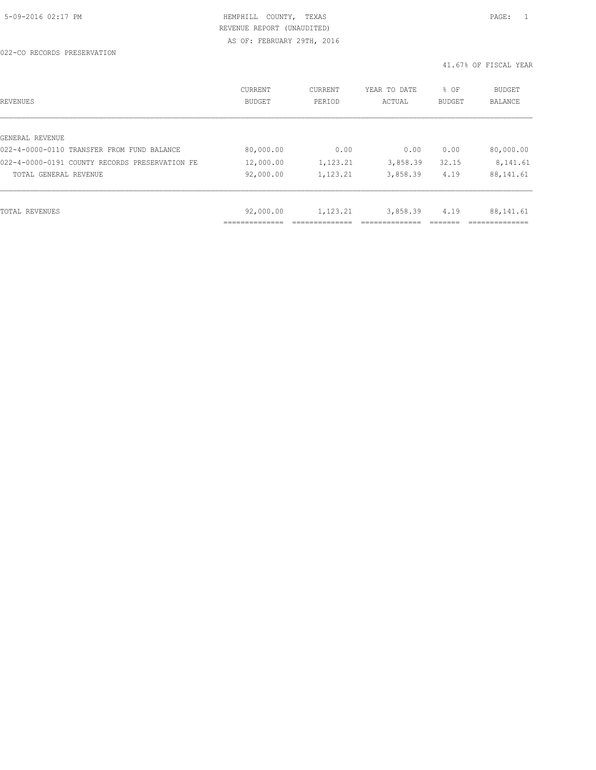5-09-2016 02:17 PM HEMPHILL COUNTY, TEXAS

REVENUE REPORT (UNAUDITED)

AS OF: FEBRUARY 29TH, 2016

022-CO RECORDS PRESERVATION

41.67% OF FISCAL YEAR

| REVENUES | CURRENT BUDGET | CURRENT PERIOD | YEAR TO DATE ACTUAL | % OF BUDGET | BUDGET BALANCE |
|---|---|---|---|---|---|
| GENERAL REVENUE | | | | | |
| 022-4-0000-0110 TRANSFER FROM FUND BALANCE | 80,000.00 | 0.00 | 0.00 | 0.00 | 80,000.00 |
| 022-4-0000-0191 COUNTY RECORDS PRESERVATION FE | 12,000.00 | 1,123.21 | 3,858.39 | 32.15 | 8,141.61 |
| TOTAL GENERAL REVENUE | 92,000.00 | 1,123.21 | 3,858.39 | 4.19 | 88,141.61 |
| TOTAL REVENUES | 92,000.00 | 1,123.21 | 3,858.39 | 4.19 | 88,141.61 |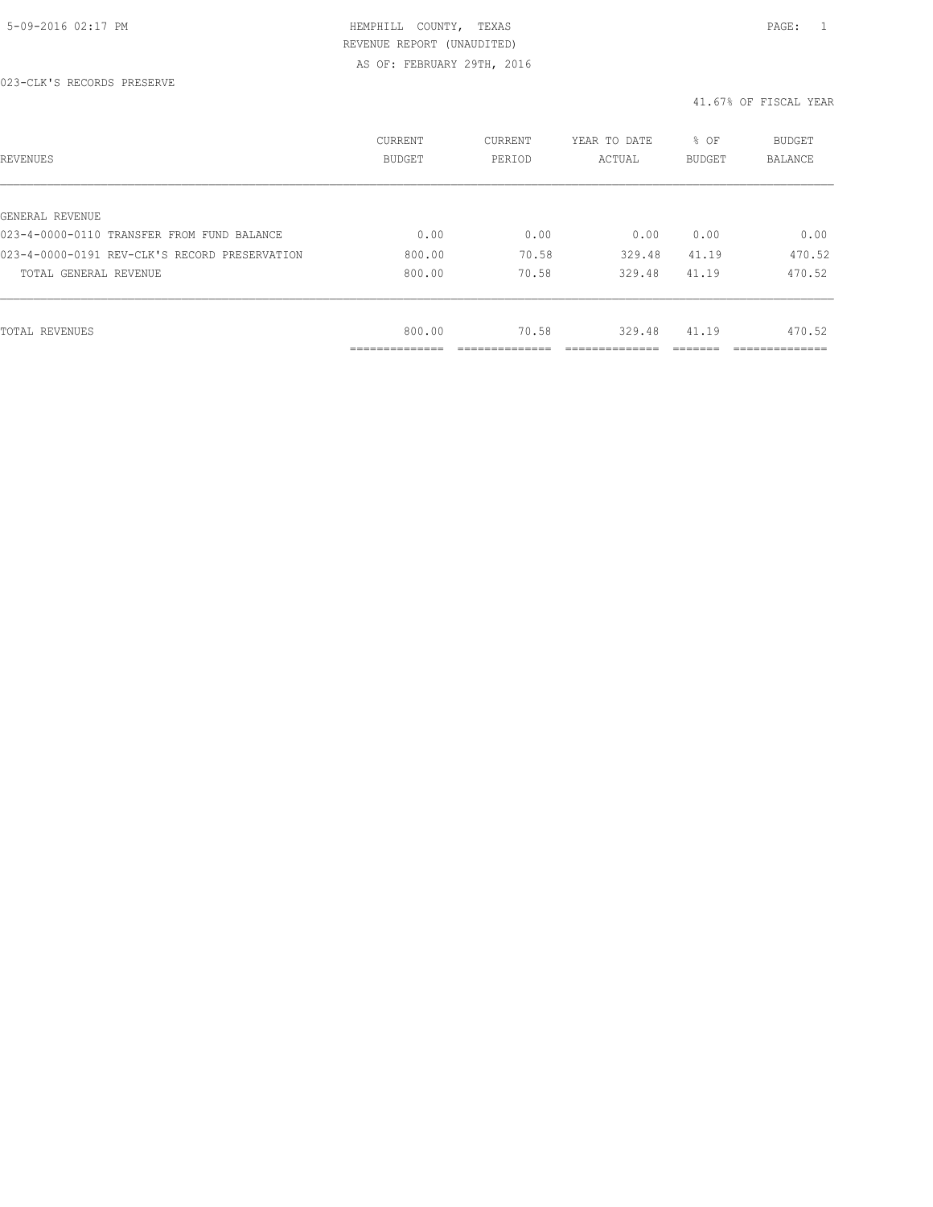5-09-2016 02:17 PM

HEMPHILL COUNTY, TEXAS

REVENUE REPORT (UNAUDITED)

AS OF: FEBRUARY 29TH, 2016

023-CLK'S RECORDS PRESERVE

41.67% OF FISCAL YEAR

| REVENUES | CURRENT BUDGET | CURRENT PERIOD | YEAR TO DATE ACTUAL | % OF BUDGET | BUDGET BALANCE |
|---|---|---|---|---|---|
| GENERAL REVENUE | | | | | |
| 023-4-0000-0110 TRANSFER FROM FUND BALANCE | 0.00 | 0.00 | 0.00 | 0.00 | 0.00 |
| 023-4-0000-0191 REV-CLK'S RECORD PRESERVATION | 800.00 | 70.58 | 329.48 | 41.19 | 470.52 |
| TOTAL GENERAL REVENUE | 800.00 | 70.58 | 329.48 | 41.19 | 470.52 |
| TOTAL REVENUES | 800.00 | 70.58 | 329.48 | 41.19 | 470.52 |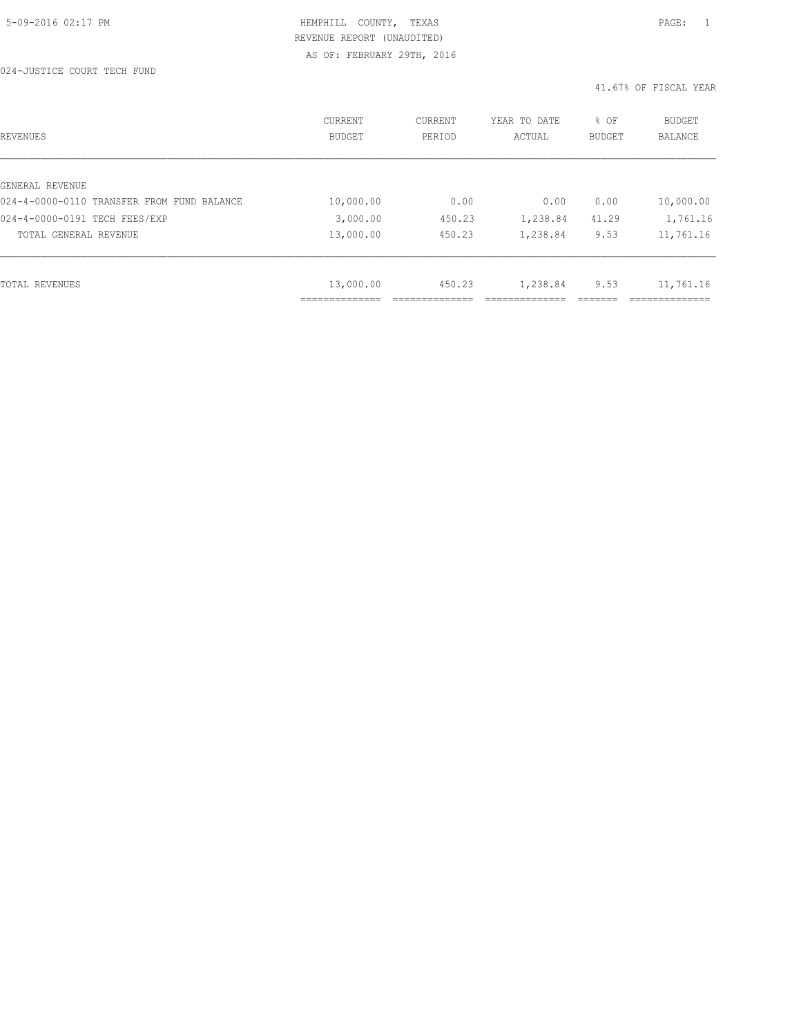HEMPHILL COUNTY, TEXAS
REVENUE REPORT (UNAUDITED)
AS OF: FEBRUARY 29TH, 2016

024-JUSTICE COURT TECH FUND

41.67% OF FISCAL YEAR

| REVENUES | CURRENT BUDGET | CURRENT PERIOD | YEAR TO DATE ACTUAL | % OF BUDGET | BUDGET BALANCE |
|---|---|---|---|---|---|
| GENERAL REVENUE | | | | | |
| 024-4-0000-0110 TRANSFER FROM FUND BALANCE | 10,000.00 | 0.00 | 0.00 | 0.00 | 10,000.00 |
| 024-4-0000-0191 TECH FEES/EXP | 3,000.00 | 450.23 | 1,238.84 | 41.29 | 1,761.16 |
| TOTAL GENERAL REVENUE | 13,000.00 | 450.23 | 1,238.84 | 9.53 | 11,761.16 |
| TOTAL REVENUES | 13,000.00 | 450.23 | 1,238.84 | 9.53 | 11,761.16 |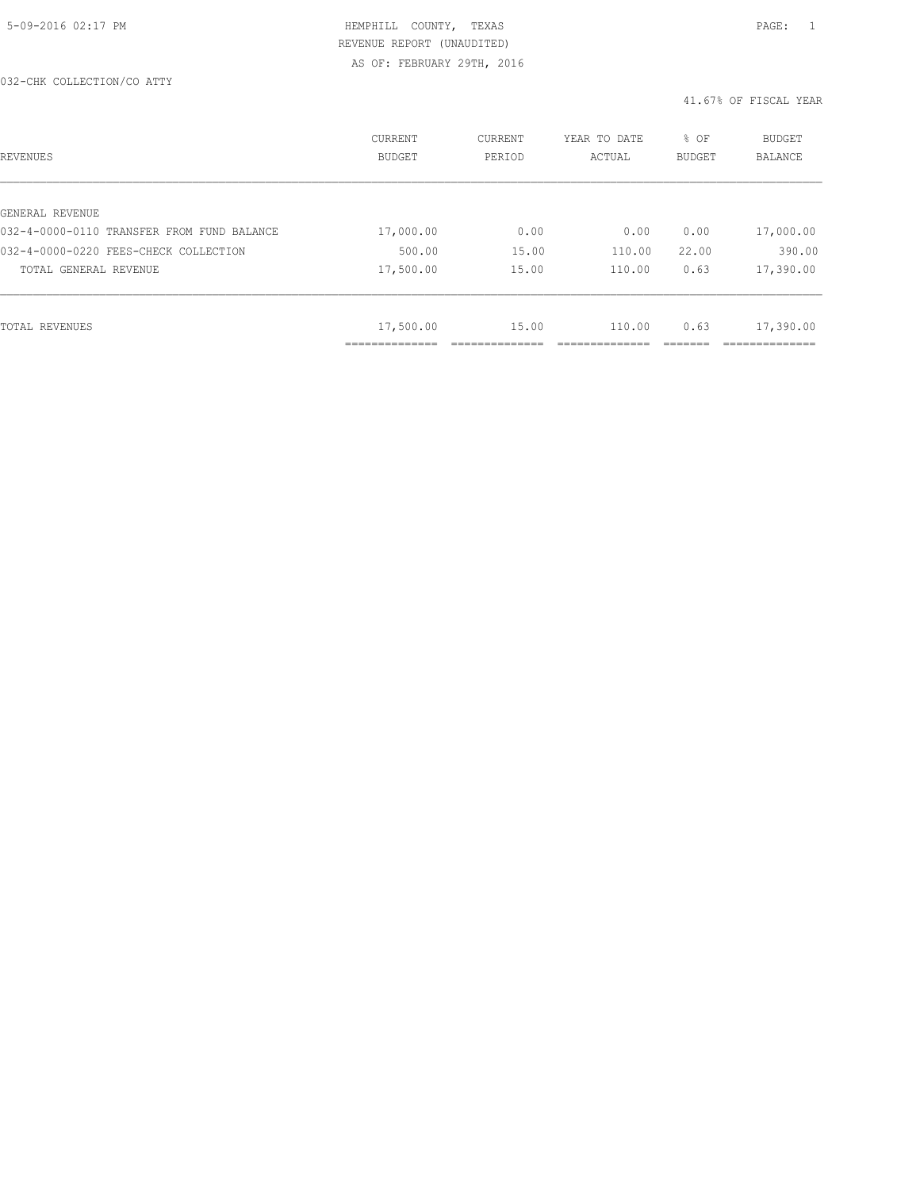HEMPHILL COUNTY, TEXAS
REVENUE REPORT (UNAUDITED)
AS OF: FEBRUARY 29TH, 2016

032-CHK COLLECTION/CO ATTY

41.67% OF FISCAL YEAR

| REVENUES | CURRENT BUDGET | CURRENT PERIOD | YEAR TO DATE ACTUAL | % OF BUDGET | BUDGET BALANCE |
|---|---|---|---|---|---|
| GENERAL REVENUE | | | | | |
| 032-4-0000-0110 TRANSFER FROM FUND BALANCE | 17,000.00 | 0.00 | 0.00 | 0.00 | 17,000.00 |
| 032-4-0000-0220 FEES-CHECK COLLECTION | 500.00 | 15.00 | 110.00 | 22.00 | 390.00 |
| TOTAL GENERAL REVENUE | 17,500.00 | 15.00 | 110.00 | 0.63 | 17,390.00 |
| TOTAL REVENUES | 17,500.00 | 15.00 | 110.00 | 0.63 | 17,390.00 |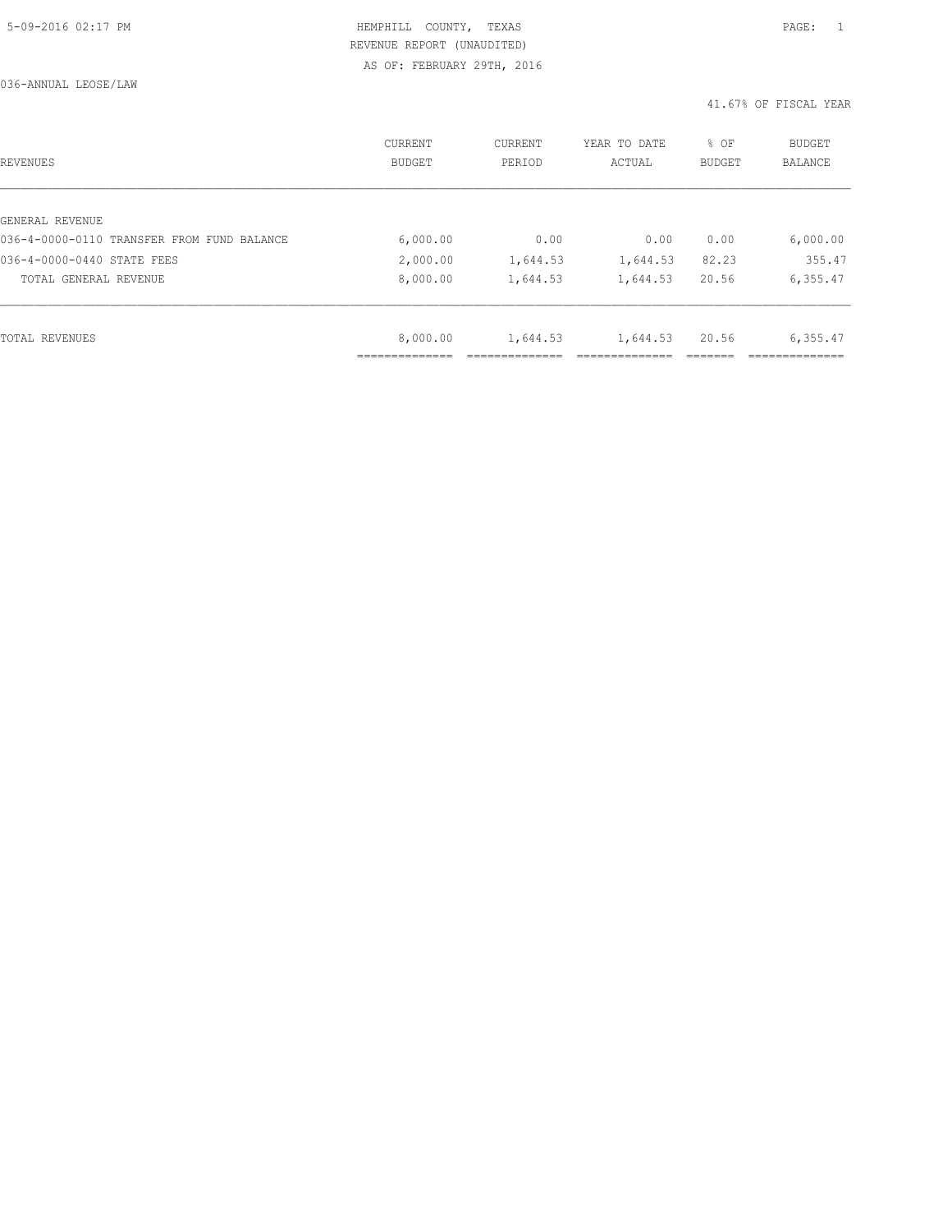HEMPHILL COUNTY, TEXAS
REVENUE REPORT (UNAUDITED)
AS OF: FEBRUARY 29TH, 2016

036-ANNUAL LEOSE/LAW

41.67% OF FISCAL YEAR

| REVENUES | CURRENT BUDGET | CURRENT PERIOD | YEAR TO DATE ACTUAL | % OF BUDGET | BUDGET BALANCE |
|---|---|---|---|---|---|
| GENERAL REVENUE | | | | | |
| 036-4-0000-0110 TRANSFER FROM FUND BALANCE | 6,000.00 | 0.00 | 0.00 | 0.00 | 6,000.00 |
| 036-4-0000-0440 STATE FEES | 2,000.00 | 1,644.53 | 1,644.53 | 82.23 | 355.47 |
| TOTAL GENERAL REVENUE | 8,000.00 | 1,644.53 | 1,644.53 | 20.56 | 6,355.47 |
| TOTAL REVENUES | 8,000.00 | 1,644.53 | 1,644.53 | 20.56 | 6,355.47 |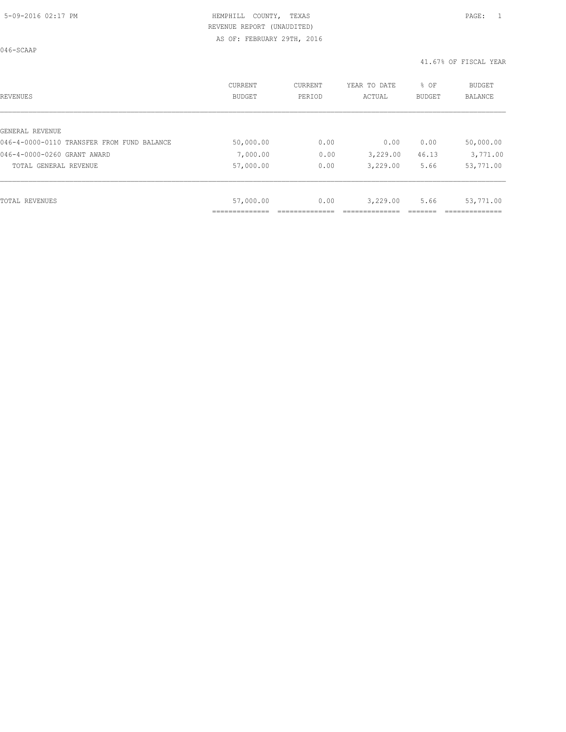5-09-2016 02:17 PM

HEMPHILL COUNTY, TEXAS
REVENUE REPORT (UNAUDITED)
AS OF: FEBRUARY 29TH, 2016

046-SCAAP

41.67% OF FISCAL YEAR

| REVENUES | CURRENT BUDGET | CURRENT PERIOD | YEAR TO DATE ACTUAL | % OF BUDGET | BUDGET BALANCE |
|---|---|---|---|---|---|
| GENERAL REVENUE | | | | | |
| 046-4-0000-0110 TRANSFER FROM FUND BALANCE | 50,000.00 | 0.00 | 0.00 | 0.00 | 50,000.00 |
| 046-4-0000-0260 GRANT AWARD | 7,000.00 | 0.00 | 3,229.00 | 46.13 | 3,771.00 |
| TOTAL GENERAL REVENUE | 57,000.00 | 0.00 | 3,229.00 | 5.66 | 53,771.00 |
| TOTAL REVENUES | 57,000.00 | 0.00 | 3,229.00 | 5.66 | 53,771.00 |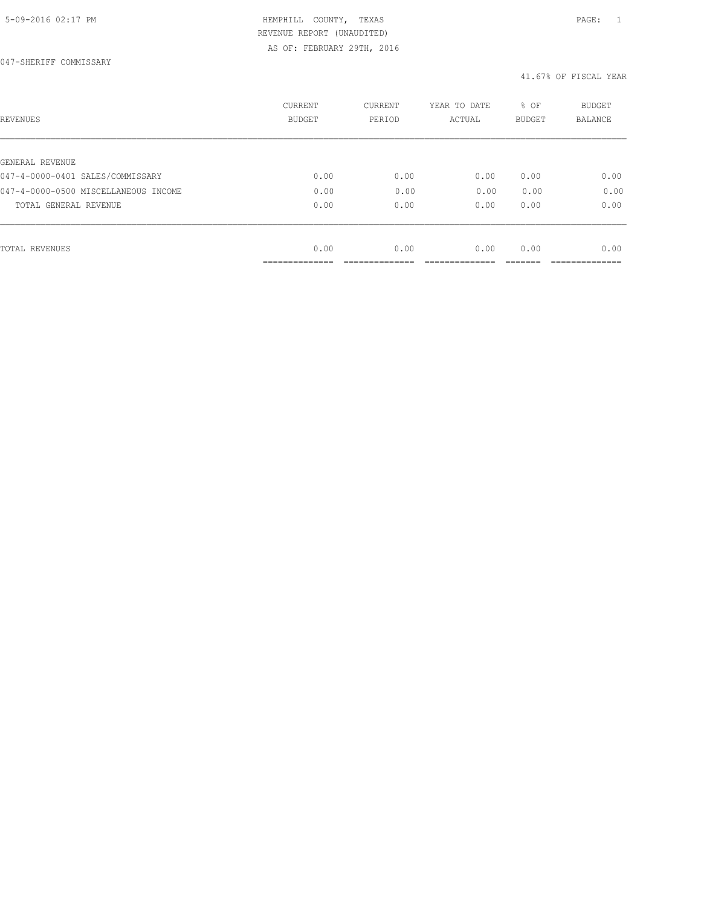HEMPHILL COUNTY, TEXAS
REVENUE REPORT (UNAUDITED)
AS OF: FEBRUARY 29TH, 2016

047-SHERIFF COMMISSARY

41.67% OF FISCAL YEAR

| REVENUES | CURRENT BUDGET | CURRENT PERIOD | YEAR TO DATE ACTUAL | % OF BUDGET | BUDGET BALANCE |
|---|---|---|---|---|---|
| GENERAL REVENUE | | | | | |
| 047-4-0000-0401 SALES/COMMISSARY | 0.00 | 0.00 | 0.00 | 0.00 | 0.00 |
| 047-4-0000-0500 MISCELLANEOUS INCOME | 0.00 | 0.00 | 0.00 | 0.00 | 0.00 |
| TOTAL GENERAL REVENUE | 0.00 | 0.00 | 0.00 | 0.00 | 0.00 |
| TOTAL REVENUES | 0.00 | 0.00 | 0.00 | 0.00 | 0.00 |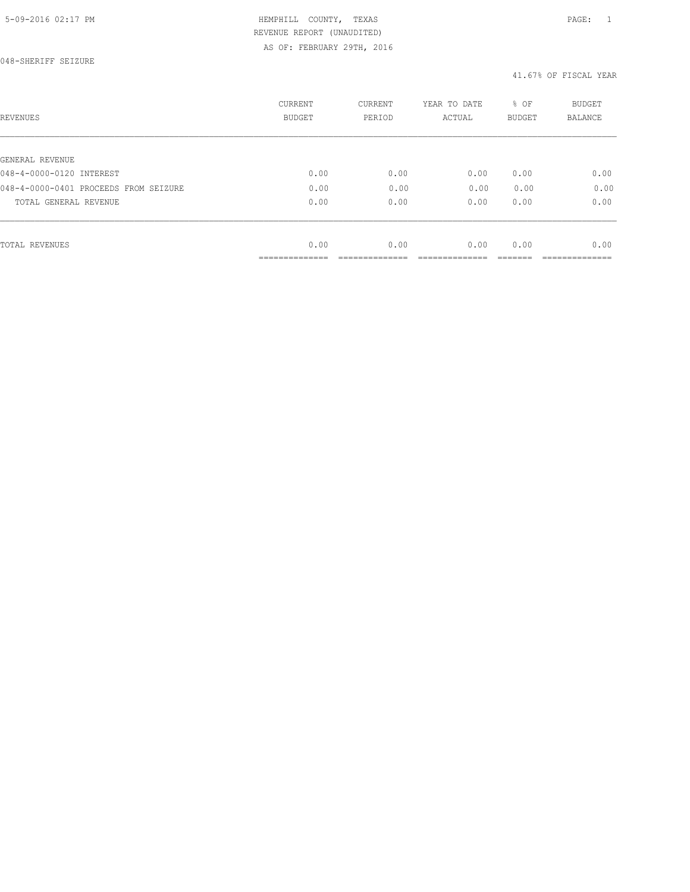HEMPHILL COUNTY, TEXAS
REVENUE REPORT (UNAUDITED)
AS OF: FEBRUARY 29TH, 2016

048-SHERIFF SEIZURE

41.67% OF FISCAL YEAR

| REVENUES | CURRENT BUDGET | CURRENT PERIOD | YEAR TO DATE ACTUAL | % OF BUDGET | BUDGET BALANCE |
|---|---|---|---|---|---|
| GENERAL REVENUE | | | | | |
| 048-4-0000-0120 INTEREST | 0.00 | 0.00 | 0.00 | 0.00 | 0.00 |
| 048-4-0000-0401 PROCEEDS FROM SEIZURE | 0.00 | 0.00 | 0.00 | 0.00 | 0.00 |
| TOTAL GENERAL REVENUE | 0.00 | 0.00 | 0.00 | 0.00 | 0.00 |
| TOTAL REVENUES | 0.00 | 0.00 | 0.00 | 0.00 | 0.00 |